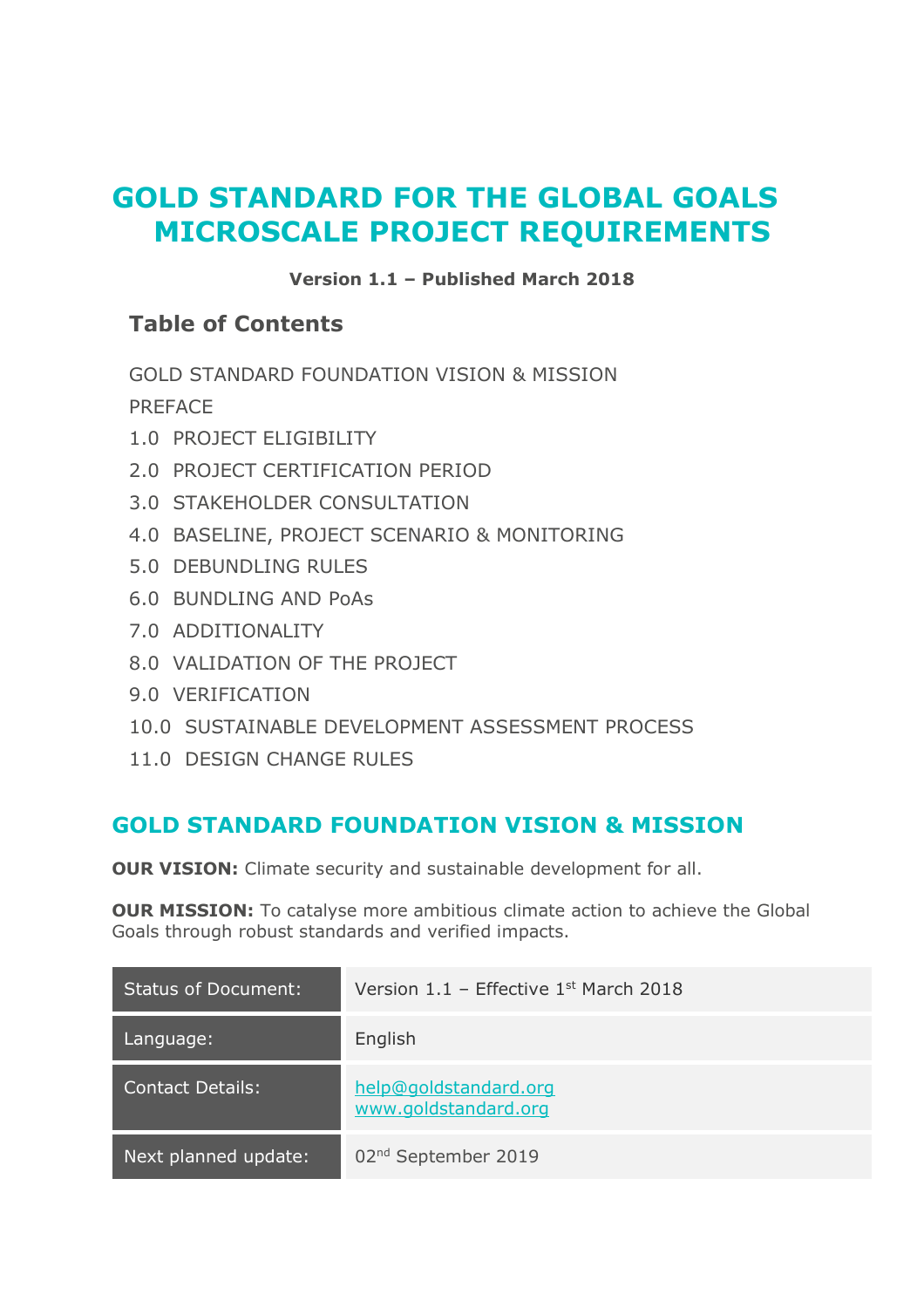# GOLD STANDARD FOR THE GLOBAL GOALS MICROSCALE PROJECT REQUIREMENTS

**Version 1.1 – Published March 2018**

## Table of Contents

GOLD STANDARD FOUNDATION VISION & MISSION

PREFACE

1.0 PROJECT ELIGIBILITY

2.0 PROJECT CERTIFICATION PERIOD

3.0 STAKEHOLDER CONSULTATION

4.0 BASELINE, PROJECT SCENARIO & MONITORING

5.0 DEBUNDLING RULES

6.0 BUNDLING AND PoAs

7.0 ADDITIONALITY

8.0 VALIDATION OF THE PROJECT

9.0 VERIFICATION

10.0 SUSTAINABLE DEVELOPMENT ASSESSMENT PROCESS

11.0 DESIGN CHANGE RULES

## GOLD STANDARD FOUNDATION VISION & MISSION

**OUR VISION:** Climate security and sustainable development for all.

**OUR MISSION:** To catalyse more ambitious climate action to achieve the Global Goals through robust standards and verified impacts.

| Status of Document: | Version 1.1 – Effective 1st March 2018 |
|---|---|
| Language: | English |
| Contact Details: | help@goldstandard.org<br>www.goldstandard.org |
| Next planned update: | 02nd September 2019 |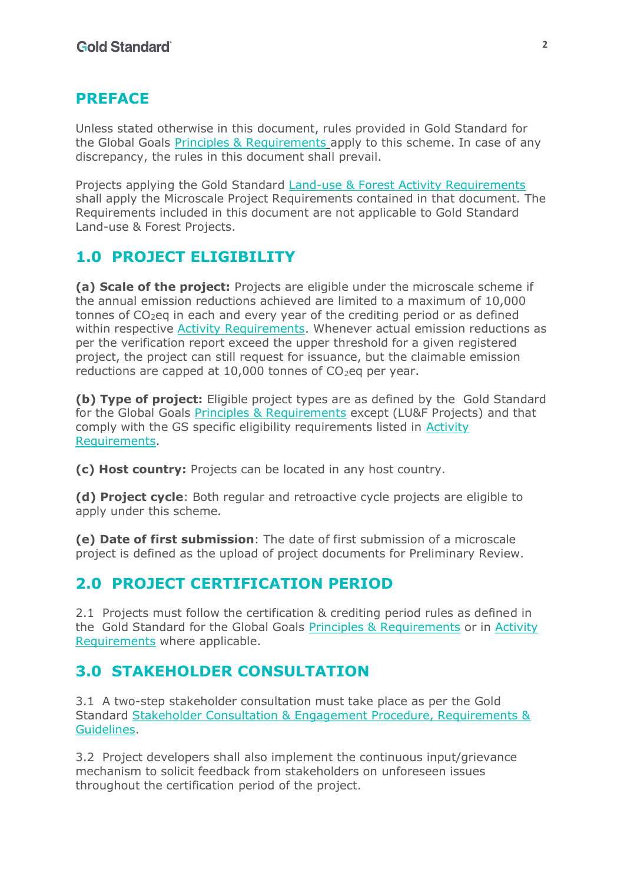## PREFACE

Unless stated otherwise in this document, rules provided in Gold Standard for the Global Goals Principles & Requirements apply to this scheme. In case of any discrepancy, the rules in this document shall prevail.

Projects applying the Gold Standard Land-use & Forest Activity Requirements shall apply the Microscale Project Requirements contained in that document. The Requirements included in this document are not applicable to Gold Standard Land-use & Forest Projects.

## 1.0 PROJECT ELIGIBILITY

**(a) Scale of the project:** Projects are eligible under the microscale scheme if the annual emission reductions achieved are limited to a maximum of 10,000 tonnes of $CO_2$eq in each and every year of the crediting period or as defined within respective Activity Requirements. Whenever actual emission reductions as per the verification report exceed the upper threshold for a given registered project, the project can still request for issuance, but the claimable emission reductions are capped at 10,000 tonnes of $CO_2$eq per year.

**(b) Type of project:** Eligible project types are as defined by the Gold Standard for the Global Goals Principles & Requirements except (LU&F Projects) and that comply with the GS specific eligibility requirements listed in Activity Requirements.

**(c) Host country:** Projects can be located in any host country.

**(d) Project cycle**: Both regular and retroactive cycle projects are eligible to apply under this scheme.

**(e) Date of first submission**: The date of first submission of a microscale project is defined as the upload of project documents for Preliminary Review.

## 2.0 PROJECT CERTIFICATION PERIOD

2.1 Projects must follow the certification & crediting period rules as defined in the Gold Standard for the Global Goals Principles & Requirements or in Activity Requirements where applicable.

## 3.0 STAKEHOLDER CONSULTATION

3.1 A two-step stakeholder consultation must take place as per the Gold Standard Stakeholder Consultation & Engagement Procedure, Requirements & Guidelines.

3.2 Project developers shall also implement the continuous input/grievance mechanism to solicit feedback from stakeholders on unforeseen issues throughout the certification period of the project.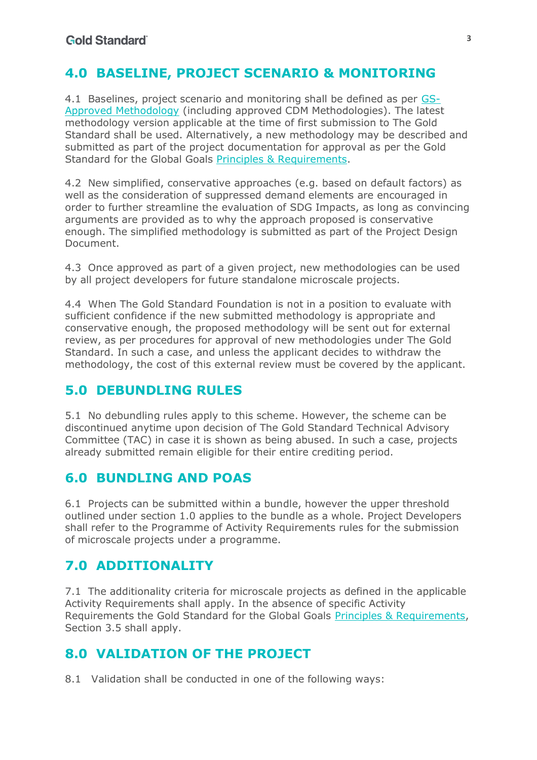## 4.0 BASELINE, PROJECT SCENARIO & MONITORING

4.1 Baselines, project scenario and monitoring shall be defined as per GS-Approved Methodology (including approved CDM Methodologies). The latest methodology version applicable at the time of first submission to The Gold Standard shall be used. Alternatively, a new methodology may be described and submitted as part of the project documentation for approval as per the Gold Standard for the Global Goals Principles & Requirements.

4.2 New simplified, conservative approaches (e.g. based on default factors) as well as the consideration of suppressed demand elements are encouraged in order to further streamline the evaluation of SDG Impacts, as long as convincing arguments are provided as to why the approach proposed is conservative enough. The simplified methodology is submitted as part of the Project Design Document.

4.3 Once approved as part of a given project, new methodologies can be used by all project developers for future standalone microscale projects.

4.4 When The Gold Standard Foundation is not in a position to evaluate with sufficient confidence if the new submitted methodology is appropriate and conservative enough, the proposed methodology will be sent out for external review, as per procedures for approval of new methodologies under The Gold Standard. In such a case, and unless the applicant decides to withdraw the methodology, the cost of this external review must be covered by the applicant.

## 5.0 DEBUNDLING RULES

5.1 No debundling rules apply to this scheme. However, the scheme can be discontinued anytime upon decision of The Gold Standard Technical Advisory Committee (TAC) in case it is shown as being abused. In such a case, projects already submitted remain eligible for their entire crediting period.

## 6.0 BUNDLING AND POAS

6.1 Projects can be submitted within a bundle, however the upper threshold outlined under section 1.0 applies to the bundle as a whole. Project Developers shall refer to the Programme of Activity Requirements rules for the submission of microscale projects under a programme.

## 7.0 ADDITIONALITY

7.1 The additionality criteria for microscale projects as defined in the applicable Activity Requirements shall apply. In the absence of specific Activity Requirements the Gold Standard for the Global Goals Principles & Requirements, Section 3.5 shall apply.

## 8.0 VALIDATION OF THE PROJECT

8.1 Validation shall be conducted in one of the following ways: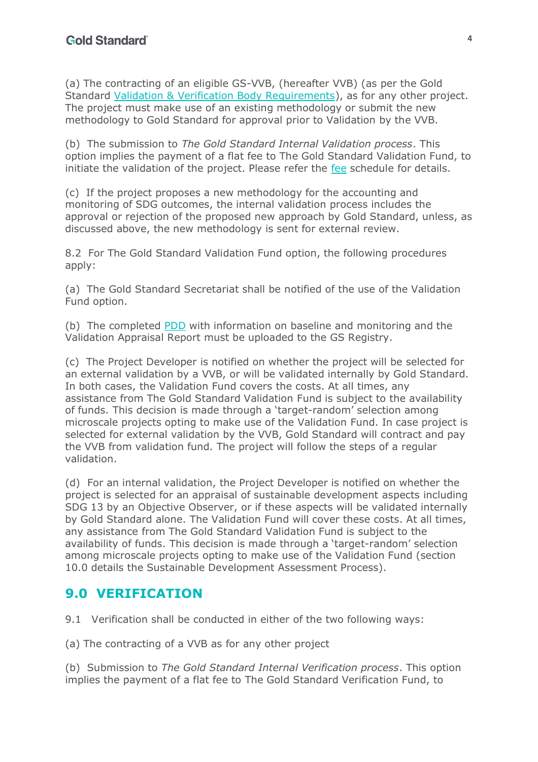(a) The contracting of an eligible GS-VVB, (hereafter VVB) (as per the Gold Standard [Validation & Verification Body Requirements](#)), as for any other project. The project must make use of an existing methodology or submit the new methodology to Gold Standard for approval prior to Validation by the VVB.

(b) The submission to *The Gold Standard Internal Validation process*. This option implies the payment of a flat fee to The Gold Standard Validation Fund, to initiate the validation of the project. Please refer the [fee](#) schedule for details.

(c) If the project proposes a new methodology for the accounting and monitoring of SDG outcomes, the internal validation process includes the approval or rejection of the proposed new approach by Gold Standard, unless, as discussed above, the new methodology is sent for external review.

8.2 For The Gold Standard Validation Fund option, the following procedures apply:

(a) The Gold Standard Secretariat shall be notified of the use of the Validation Fund option.

(b) The completed [PDD](#) with information on baseline and monitoring and the Validation Appraisal Report must be uploaded to the GS Registry.

(c) The Project Developer is notified on whether the project will be selected for an external validation by a VVB, or will be validated internally by Gold Standard. In both cases, the Validation Fund covers the costs. At all times, any assistance from The Gold Standard Validation Fund is subject to the availability of funds. This decision is made through a 'target-random' selection among microscale projects opting to make use of the Validation Fund. In case project is selected for external validation by the VVB, Gold Standard will contract and pay the VVB from validation fund. The project will follow the steps of a regular validation.

(d) For an internal validation, the Project Developer is notified on whether the project is selected for an appraisal of sustainable development aspects including SDG 13 by an Objective Observer, or if these aspects will be validated internally by Gold Standard alone. The Validation Fund will cover these costs. At all times, any assistance from The Gold Standard Validation Fund is subject to the availability of funds. This decision is made through a 'target-random' selection among microscale projects opting to make use of the Validation Fund (section 10.0 details the Sustainable Development Assessment Process).

## 9.0 VERIFICATION

9.1 Verification shall be conducted in either of the two following ways:

(a) The contracting of a VVB as for any other project

(b) Submission to *The Gold Standard Internal Verification process*. This option implies the payment of a flat fee to The Gold Standard Verification Fund, to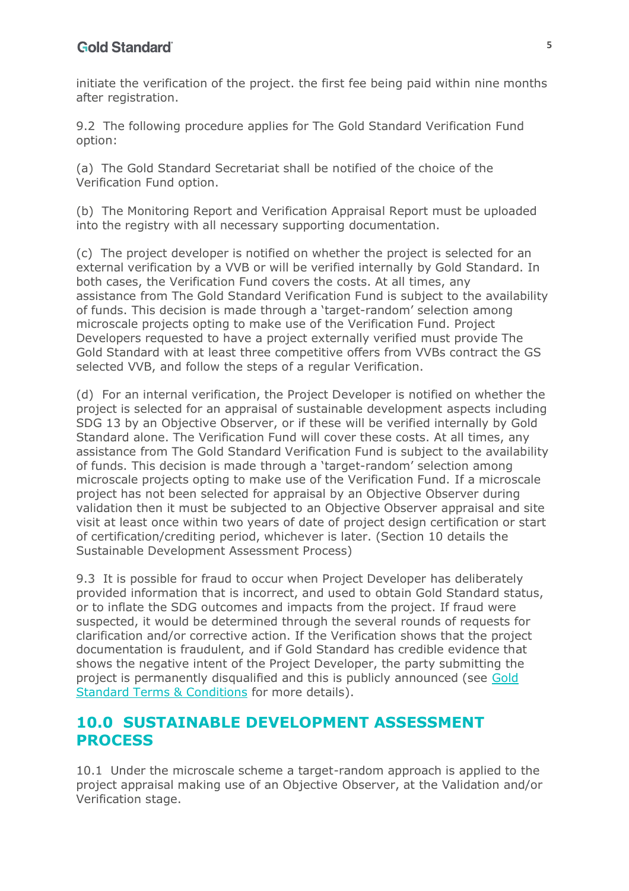initiate the verification of the project. the first fee being paid within nine months after registration.

9.2 The following procedure applies for The Gold Standard Verification Fund option:

(a) The Gold Standard Secretariat shall be notified of the choice of the Verification Fund option.

(b) The Monitoring Report and Verification Appraisal Report must be uploaded into the registry with all necessary supporting documentation.

(c) The project developer is notified on whether the project is selected for an external verification by a VVB or will be verified internally by Gold Standard. In both cases, the Verification Fund covers the costs. At all times, any assistance from The Gold Standard Verification Fund is subject to the availability of funds. This decision is made through a 'target-random' selection among microscale projects opting to make use of the Verification Fund. Project Developers requested to have a project externally verified must provide The Gold Standard with at least three competitive offers from VVBs contract the GS selected VVB, and follow the steps of a regular Verification.

(d) For an internal verification, the Project Developer is notified on whether the project is selected for an appraisal of sustainable development aspects including SDG 13 by an Objective Observer, or if these will be verified internally by Gold Standard alone. The Verification Fund will cover these costs. At all times, any assistance from The Gold Standard Verification Fund is subject to the availability of funds. This decision is made through a 'target-random' selection among microscale projects opting to make use of the Verification Fund. If a microscale project has not been selected for appraisal by an Objective Observer during validation then it must be subjected to an Objective Observer appraisal and site visit at least once within two years of date of project design certification or start of certification/crediting period, whichever is later. (Section 10 details the Sustainable Development Assessment Process)

9.3 It is possible for fraud to occur when Project Developer has deliberately provided information that is incorrect, and used to obtain Gold Standard status, or to inflate the SDG outcomes and impacts from the project. If fraud were suspected, it would be determined through the several rounds of requests for clarification and/or corrective action. If the Verification shows that the project documentation is fraudulent, and if Gold Standard has credible evidence that shows the negative intent of the Project Developer, the party submitting the project is permanently disqualified and this is publicly announced (see Gold Standard Terms & Conditions for more details).

## 10.0 SUSTAINABLE DEVELOPMENT ASSESSMENT PROCESS

10.1 Under the microscale scheme a target-random approach is applied to the project appraisal making use of an Objective Observer, at the Validation and/or Verification stage.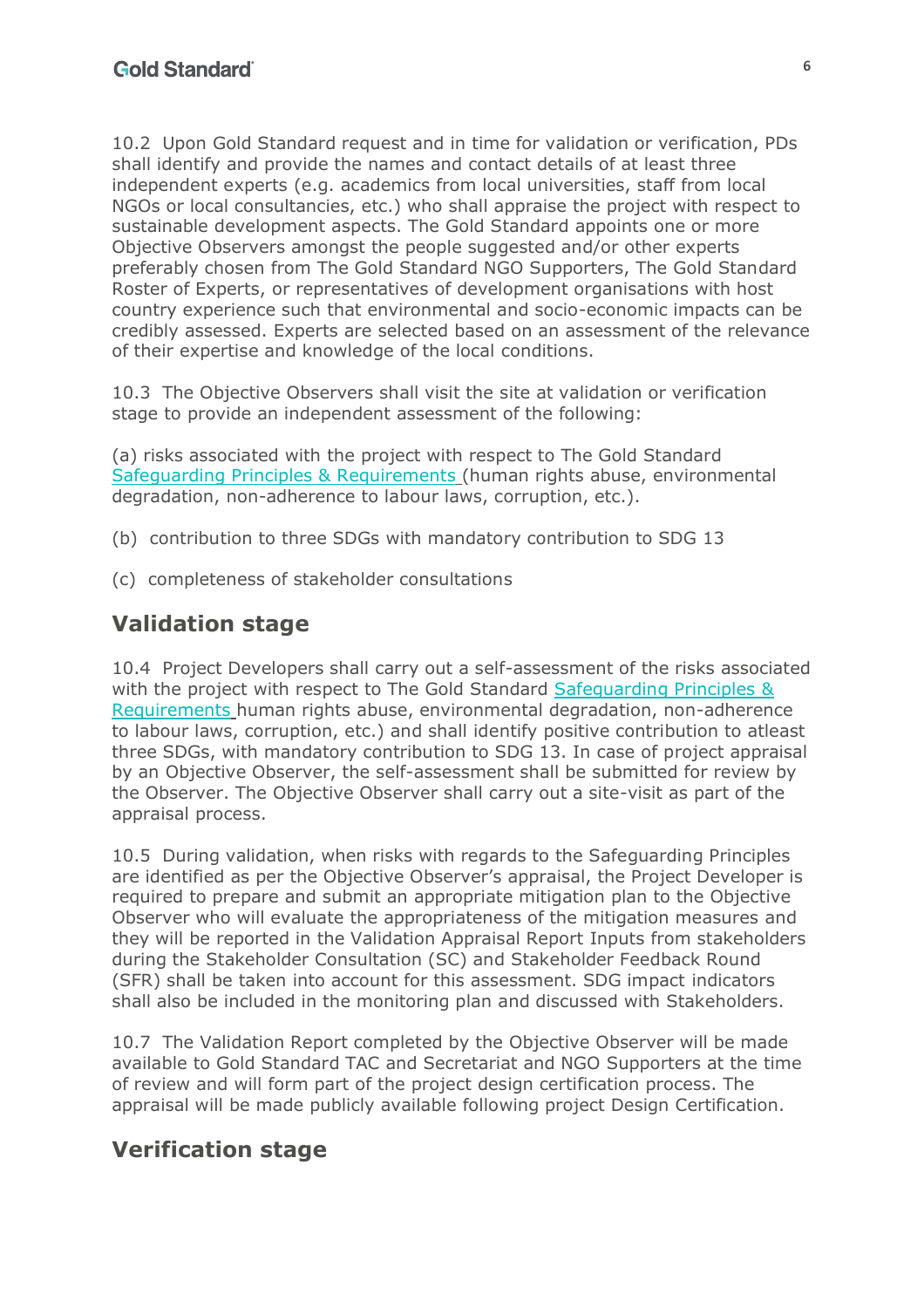10.2 Upon Gold Standard request and in time for validation or verification, PDs shall identify and provide the names and contact details of at least three independent experts (e.g. academics from local universities, staff from local NGOs or local consultancies, etc.) who shall appraise the project with respect to sustainable development aspects. The Gold Standard appoints one or more Objective Observers amongst the people suggested and/or other experts preferably chosen from The Gold Standard NGO Supporters, The Gold Standard Roster of Experts, or representatives of development organisations with host country experience such that environmental and socio-economic impacts can be credibly assessed. Experts are selected based on an assessment of the relevance of their expertise and knowledge of the local conditions.

10.3 The Objective Observers shall visit the site at validation or verification stage to provide an independent assessment of the following:

(a) risks associated with the project with respect to The Gold Standard Safeguarding Principles & Requirements (human rights abuse, environmental degradation, non-adherence to labour laws, corruption, etc.).

(b) contribution to three SDGs with mandatory contribution to SDG 13

(c) completeness of stakeholder consultations

## Validation stage

10.4 Project Developers shall carry out a self-assessment of the risks associated with the project with respect to The Gold Standard Safeguarding Principles & Requirements human rights abuse, environmental degradation, non-adherence to labour laws, corruption, etc.) and shall identify positive contribution to atleast three SDGs, with mandatory contribution to SDG 13. In case of project appraisal by an Objective Observer, the self-assessment shall be submitted for review by the Observer. The Objective Observer shall carry out a site-visit as part of the appraisal process.

10.5 During validation, when risks with regards to the Safeguarding Principles are identified as per the Objective Observer's appraisal, the Project Developer is required to prepare and submit an appropriate mitigation plan to the Objective Observer who will evaluate the appropriateness of the mitigation measures and they will be reported in the Validation Appraisal Report Inputs from stakeholders during the Stakeholder Consultation (SC) and Stakeholder Feedback Round (SFR) shall be taken into account for this assessment. SDG impact indicators shall also be included in the monitoring plan and discussed with Stakeholders.

10.7 The Validation Report completed by the Objective Observer will be made available to Gold Standard TAC and Secretariat and NGO Supporters at the time of review and will form part of the project design certification process. The appraisal will be made publicly available following project Design Certification.

## Verification stage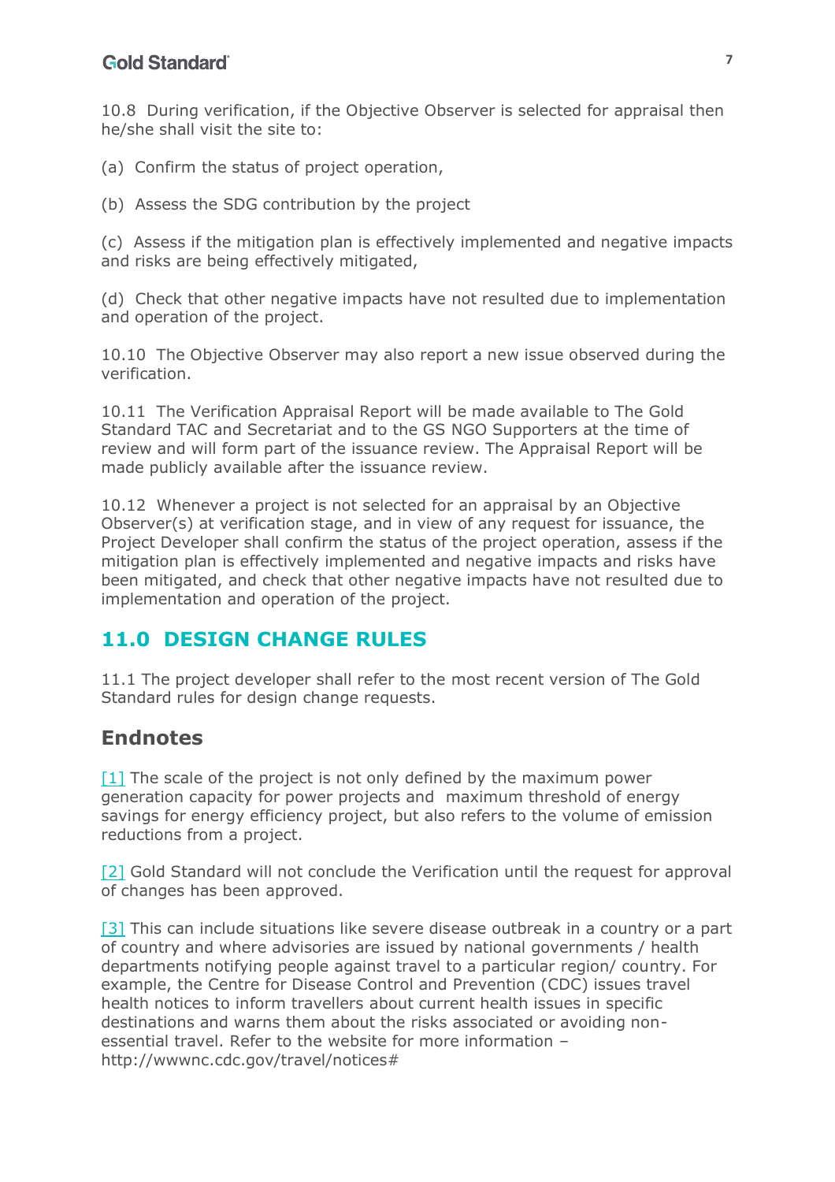10.8 During verification, if the Objective Observer is selected for appraisal then he/she shall visit the site to:

(a) Confirm the status of project operation,

(b) Assess the SDG contribution by the project

(c) Assess if the mitigation plan is effectively implemented and negative impacts and risks are being effectively mitigated,

(d) Check that other negative impacts have not resulted due to implementation and operation of the project.

10.10 The Objective Observer may also report a new issue observed during the verification.

10.11 The Verification Appraisal Report will be made available to The Gold Standard TAC and Secretariat and to the GS NGO Supporters at the time of review and will form part of the issuance review. The Appraisal Report will be made publicly available after the issuance review.

10.12 Whenever a project is not selected for an appraisal by an Objective Observer(s) at verification stage, and in view of any request for issuance, the Project Developer shall confirm the status of the project operation, assess if the mitigation plan is effectively implemented and negative impacts and risks have been mitigated, and check that other negative impacts have not resulted due to implementation and operation of the project.

## 11.0 DESIGN CHANGE RULES

11.1 The project developer shall refer to the most recent version of The Gold Standard rules for design change requests.

## Endnotes

[1] The scale of the project is not only defined by the maximum power generation capacity for power projects and maximum threshold of energy savings for energy efficiency project, but also refers to the volume of emission reductions from a project.

[2] Gold Standard will not conclude the Verification until the request for approval of changes has been approved.

[3] This can include situations like severe disease outbreak in a country or a part of country and where advisories are issued by national governments / health departments notifying people against travel to a particular region/ country. For example, the Centre for Disease Control and Prevention (CDC) issues travel health notices to inform travellers about current health issues in specific destinations and warns them about the risks associated or avoiding non-essential travel. Refer to the website for more information – http://wwwnc.cdc.gov/travel/notices#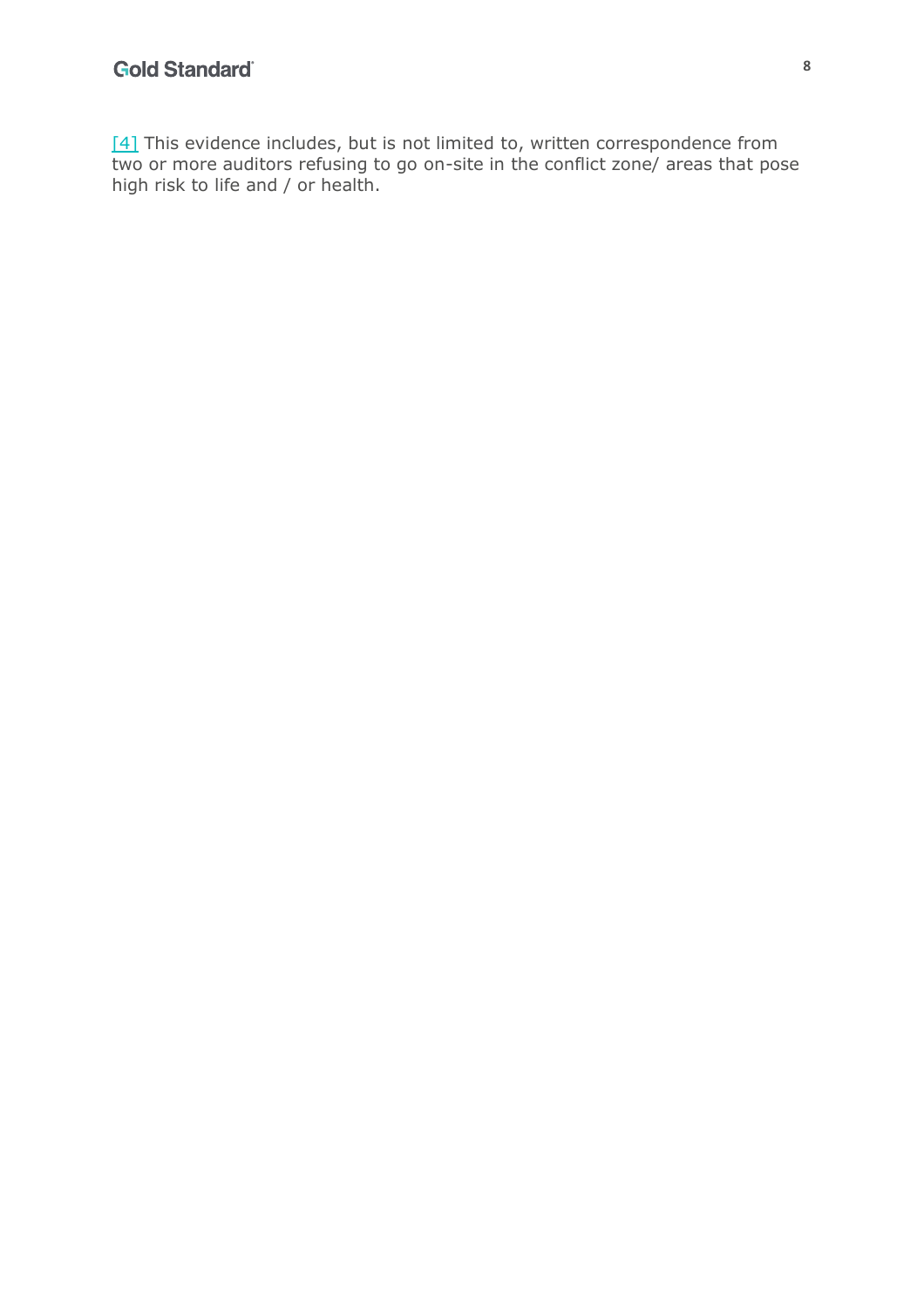[4] This evidence includes, but is not limited to, written correspondence from two or more auditors refusing to go on-site in the conflict zone/ areas that pose high risk to life and / or health.